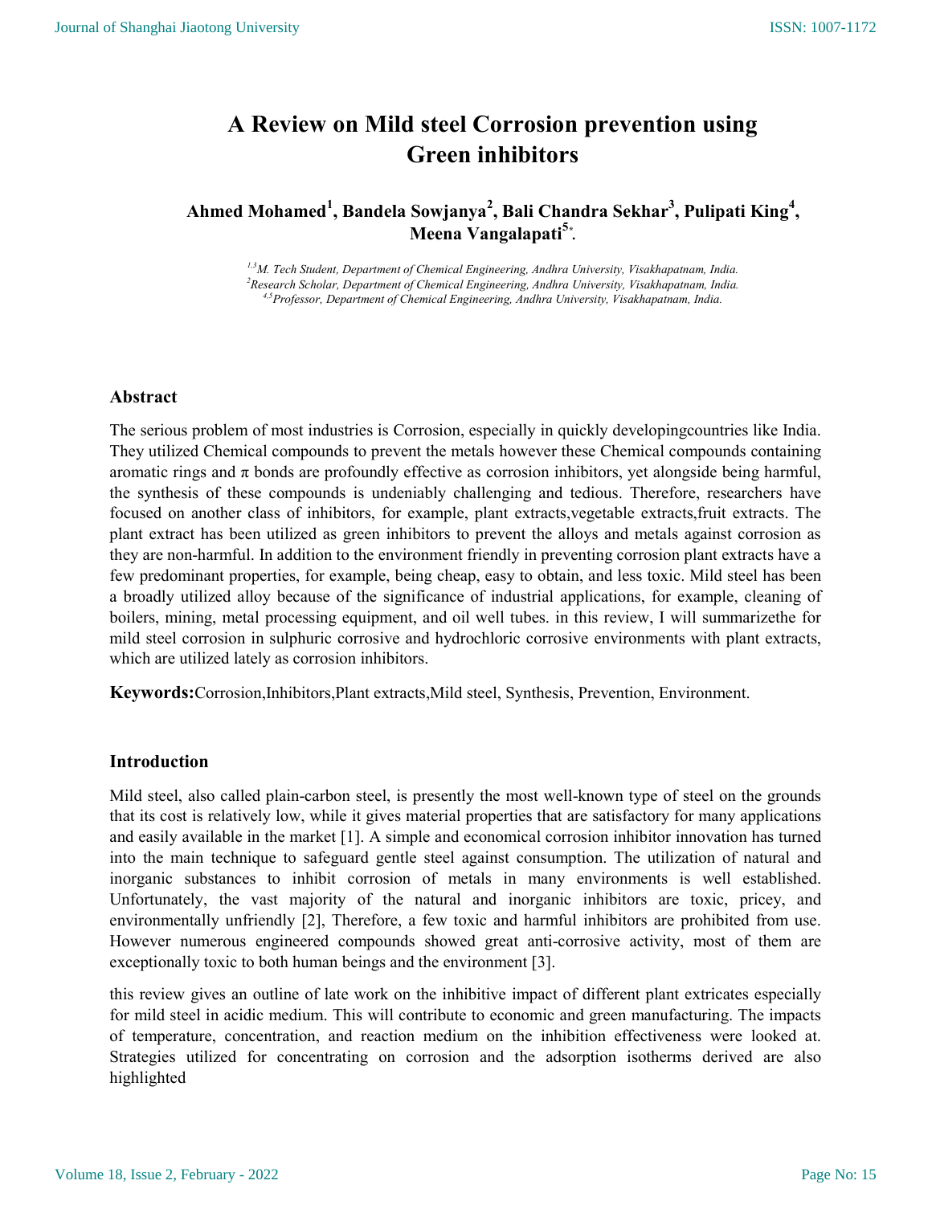# A Review on Mild steel Corrosion prevention using Green inhibitors

**Ahmed Mohamed[1], Bandela Sowjanya[2], Bali Chandra Sekhar[3], Pulipati King[4], Meena Vangalapati[5]*.**

*[1,3]M. Tech Student, Department of Chemical Engineering, Andhra University, Visakhapatnam, India.*
*[2]Research Scholar, Department of Chemical Engineering, Andhra University, Visakhapatnam, India.*
*[4,5]Professor, Department of Chemical Engineering, Andhra University, Visakhapatnam, India.*

## Abstract

The serious problem of most industries is Corrosion, especially in quickly developingcountries like India. They utilized Chemical compounds to prevent the metals however these Chemical compounds containing aromatic rings and π bonds are profoundly effective as corrosion inhibitors, yet alongside being harmful, the synthesis of these compounds is undeniably challenging and tedious. Therefore, researchers have focused on another class of inhibitors, for example, plant extracts,vegetable extracts,fruit extracts. The plant extract has been utilized as green inhibitors to prevent the alloys and metals against corrosion as they are non-harmful. In addition to the environment friendly in preventing corrosion plant extracts have a few predominant properties, for example, being cheap, easy to obtain, and less toxic. Mild steel has been a broadly utilized alloy because of the significance of industrial applications, for example, cleaning of boilers, mining, metal processing equipment, and oil well tubes. in this review, I will summarizethe for mild steel corrosion in sulphuric corrosive and hydrochloric corrosive environments with plant extracts, which are utilized lately as corrosion inhibitors.

**Keywords:**Corrosion,Inhibitors,Plant extracts,Mild steel, Synthesis, Prevention, Environment.

## Introduction

Mild steel, also called plain-carbon steel, is presently the most well-known type of steel on the grounds that its cost is relatively low, while it gives material properties that are satisfactory for many applications and easily available in the market [1]. A simple and economical corrosion inhibitor innovation has turned into the main technique to safeguard gentle steel against consumption. The utilization of natural and inorganic substances to inhibit corrosion of metals in many environments is well established. Unfortunately, the vast majority of the natural and inorganic inhibitors are toxic, pricey, and environmentally unfriendly [2], Therefore, a few toxic and harmful inhibitors are prohibited from use. However numerous engineered compounds showed great anti-corrosive activity, most of them are exceptionally toxic to both human beings and the environment [3].

this review gives an outline of late work on the inhibitive impact of different plant extricates especially for mild steel in acidic medium. This will contribute to economic and green manufacturing. The impacts of temperature, concentration, and reaction medium on the inhibition effectiveness were looked at. Strategies utilized for concentrating on corrosion and the adsorption isotherms derived are also highlighted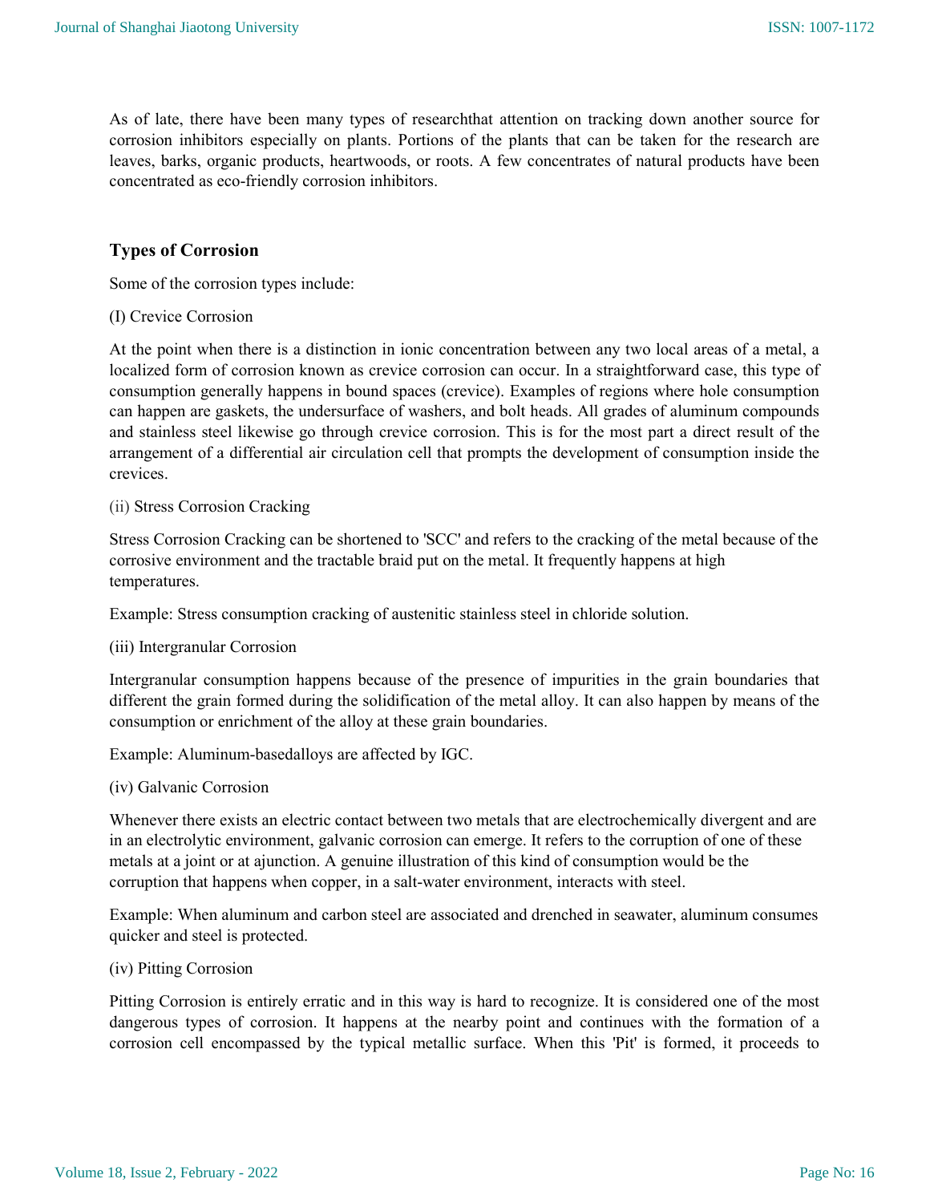As of late, there have been many types of researchthat attention on tracking down another source for corrosion inhibitors especially on plants. Portions of the plants that can be taken for the research are leaves, barks, organic products, heartwoods, or roots. A few concentrates of natural products have been concentrated as eco-friendly corrosion inhibitors.

## Types of Corrosion

Some of the corrosion types include:

(I) Crevice Corrosion

At the point when there is a distinction in ionic concentration between any two local areas of a metal, a localized form of corrosion known as crevice corrosion can occur. In a straightforward case, this type of consumption generally happens in bound spaces (crevice). Examples of regions where hole consumption can happen are gaskets, the undersurface of washers, and bolt heads. All grades of aluminum compounds and stainless steel likewise go through crevice corrosion. This is for the most part a direct result of the arrangement of a differential air circulation cell that prompts the development of consumption inside the crevices.

(ii) Stress Corrosion Cracking

Stress Corrosion Cracking can be shortened to 'SCC' and refers to the cracking of the metal because of the corrosive environment and the tractable braid put on the metal. It frequently happens at high temperatures.

Example: Stress consumption cracking of austenitic stainless steel in chloride solution.

(iii) Intergranular Corrosion

Intergranular consumption happens because of the presence of impurities in the grain boundaries that different the grain formed during the solidification of the metal alloy. It can also happen by means of the consumption or enrichment of the alloy at these grain boundaries.

Example: Aluminum-basedalloys are affected by IGC.

(iv) Galvanic Corrosion

Whenever there exists an electric contact between two metals that are electrochemically divergent and are in an electrolytic environment, galvanic corrosion can emerge. It refers to the corruption of one of these metals at a joint or at ajunction. A genuine illustration of this kind of consumption would be the corruption that happens when copper, in a salt-water environment, interacts with steel.

Example: When aluminum and carbon steel are associated and drenched in seawater, aluminum consumes quicker and steel is protected.

(iv) Pitting Corrosion

Pitting Corrosion is entirely erratic and in this way is hard to recognize. It is considered one of the most dangerous types of corrosion. It happens at the nearby point and continues with the formation of a corrosion cell encompassed by the typical metallic surface. When this 'Pit' is formed, it proceeds to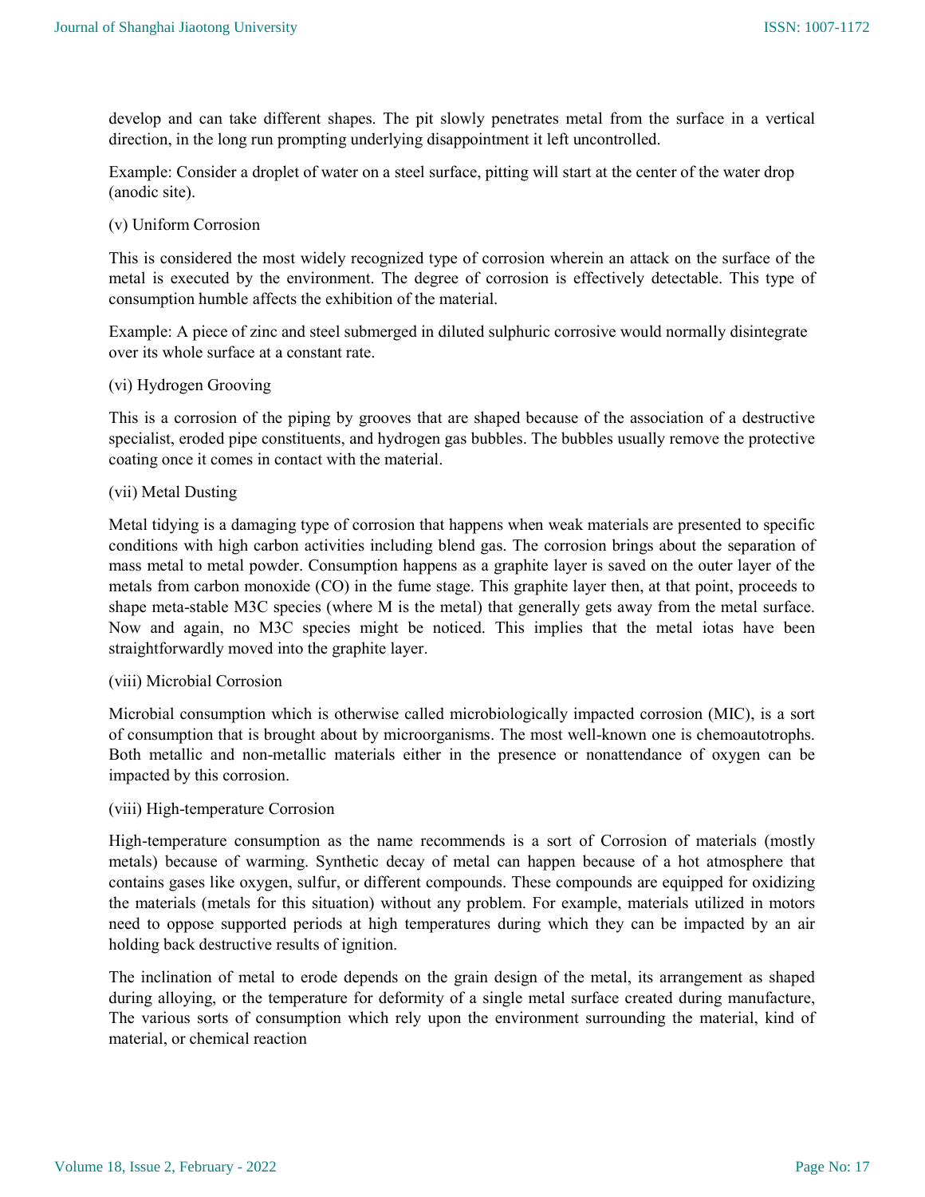develop and can take different shapes. The pit slowly penetrates metal from the surface in a vertical direction, in the long run prompting underlying disappointment it left uncontrolled.

Example: Consider a droplet of water on a steel surface, pitting will start at the center of the water drop (anodic site).

(v) Uniform Corrosion

This is considered the most widely recognized type of corrosion wherein an attack on the surface of the metal is executed by the environment. The degree of corrosion is effectively detectable. This type of consumption humble affects the exhibition of the material.

Example: A piece of zinc and steel submerged in diluted sulphuric corrosive would normally disintegrate over its whole surface at a constant rate.

(vi) Hydrogen Grooving

This is a corrosion of the piping by grooves that are shaped because of the association of a destructive specialist, eroded pipe constituents, and hydrogen gas bubbles. The bubbles usually remove the protective coating once it comes in contact with the material.

(vii) Metal Dusting

Metal tidying is a damaging type of corrosion that happens when weak materials are presented to specific conditions with high carbon activities including blend gas. The corrosion brings about the separation of mass metal to metal powder. Consumption happens as a graphite layer is saved on the outer layer of the metals from carbon monoxide (CO) in the fume stage. This graphite layer then, at that point, proceeds to shape meta-stable $M_3C$ species (where M is the metal) that generally gets away from the metal surface. Now and again, no $M_3C$ species might be noticed. This implies that the metal iotas have been straightforwardly moved into the graphite layer.

(viii) Microbial Corrosion

Microbial consumption which is otherwise called microbiologically impacted corrosion (MIC), is a sort of consumption that is brought about by microorganisms. The most well-known one is chemoautotrophs. Both metallic and non-metallic materials either in the presence or nonattendance of oxygen can be impacted by this corrosion.

(viii) High-temperature Corrosion

High-temperature consumption as the name recommends is a sort of Corrosion of materials (mostly metals) because of warming. Synthetic decay of metal can happen because of a hot atmosphere that contains gases like oxygen, sulfur, or different compounds. These compounds are equipped for oxidizing the materials (metals for this situation) without any problem. For example, materials utilized in motors need to oppose supported periods at high temperatures during which they can be impacted by an air holding back destructive results of ignition.

The inclination of metal to erode depends on the grain design of the metal, its arrangement as shaped during alloying, or the temperature for deformity of a single metal surface created during manufacture, The various sorts of consumption which rely upon the environment surrounding the material, kind of material, or chemical reaction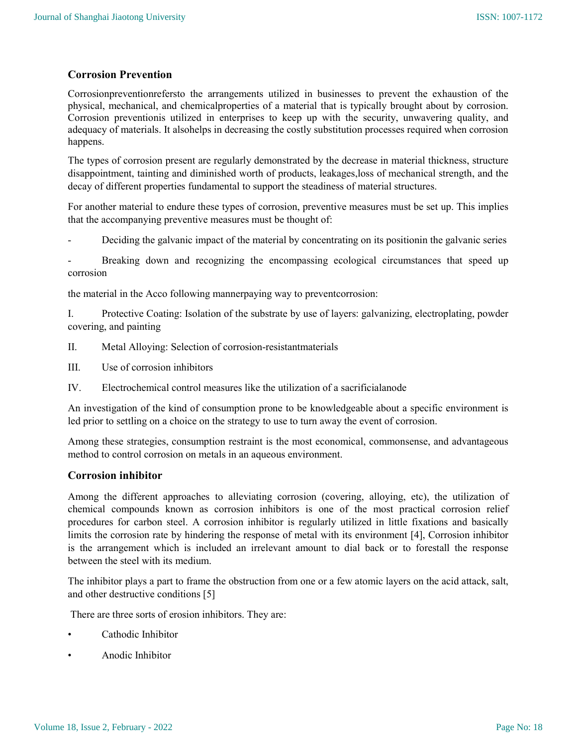## Corrosion Prevention

Corrosionpreventionrefersto the arrangements utilized in businesses to prevent the exhaustion of the physical, mechanical, and chemicalproperties of a material that is typically brought about by corrosion. Corrosion preventionis utilized in enterprises to keep up with the security, unwavering quality, and adequacy of materials. It alsohelps in decreasing the costly substitution processes required when corrosion happens.

The types of corrosion present are regularly demonstrated by the decrease in material thickness, structure disappointment, tainting and diminished worth of products, leakages,loss of mechanical strength, and the decay of different properties fundamental to support the steadiness of material structures.

For another material to endure these types of corrosion, preventive measures must be set up. This implies that the accompanying preventive measures must be thought of:

- Deciding the galvanic impact of the material by concentrating on its positionin the galvanic series
- Breaking down and recognizing the encompassing ecological circumstances that speed up corrosion

the material in the Acco following mannerpaying way to preventcorrosion:

I. Protective Coating: Isolation of the substrate by use of layers: galvanizing, electroplating, powder covering, and painting

II. Metal Alloying: Selection of corrosion-resistantmaterials

III. Use of corrosion inhibitors

IV. Electrochemical control measures like the utilization of a sacrificialanode

An investigation of the kind of consumption prone to be knowledgeable about a specific environment is led prior to settling on a choice on the strategy to use to turn away the event of corrosion.

Among these strategies, consumption restraint is the most economical, commonsense, and advantageous method to control corrosion on metals in an aqueous environment.

## Corrosion inhibitor

Among the different approaches to alleviating corrosion (covering, alloying, etc), the utilization of chemical compounds known as corrosion inhibitors is one of the most practical corrosion relief procedures for carbon steel. A corrosion inhibitor is regularly utilized in little fixations and basically limits the corrosion rate by hindering the response of metal with its environment [4], Corrosion inhibitor is the arrangement which is included an irrelevant amount to dial back or to forestall the response between the steel with its medium.

The inhibitor plays a part to frame the obstruction from one or a few atomic layers on the acid attack, salt, and other destructive conditions [5]

There are three sorts of erosion inhibitors. They are:

- Cathodic Inhibitor
- Anodic Inhibitor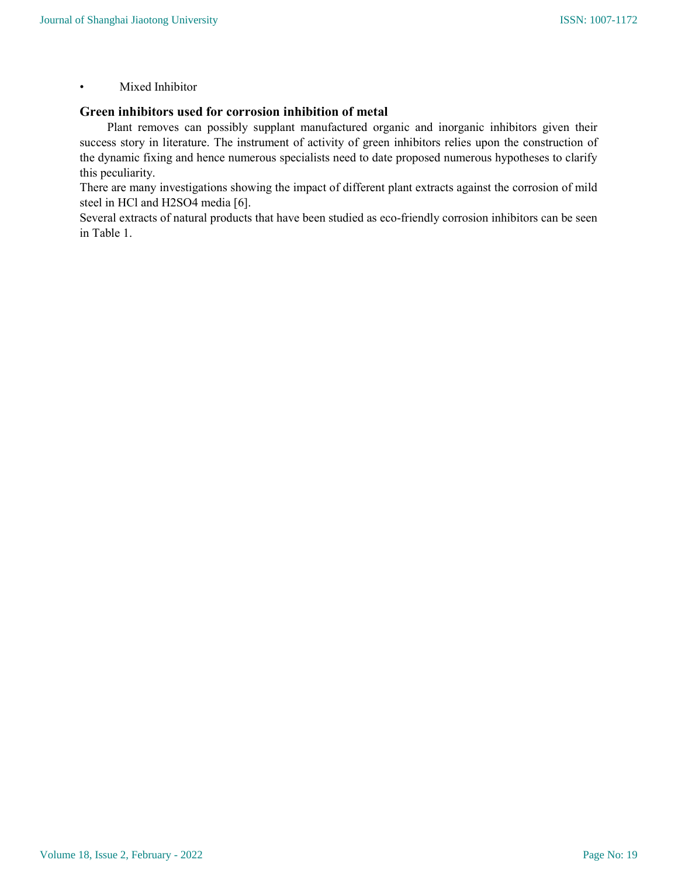- Mixed Inhibitor

## Green inhibitors used for corrosion inhibition of metal

Plant removes can possibly supplant manufactured organic and inorganic inhibitors given their success story in literature. The instrument of activity of green inhibitors relies upon the construction of the dynamic fixing and hence numerous specialists need to date proposed numerous hypotheses to clarify this peculiarity.

There are many investigations showing the impact of different plant extracts against the corrosion of mild steel in HCl and $H_2SO_4$ media [6].

Several extracts of natural products that have been studied as eco-friendly corrosion inhibitors can be seen in Table 1.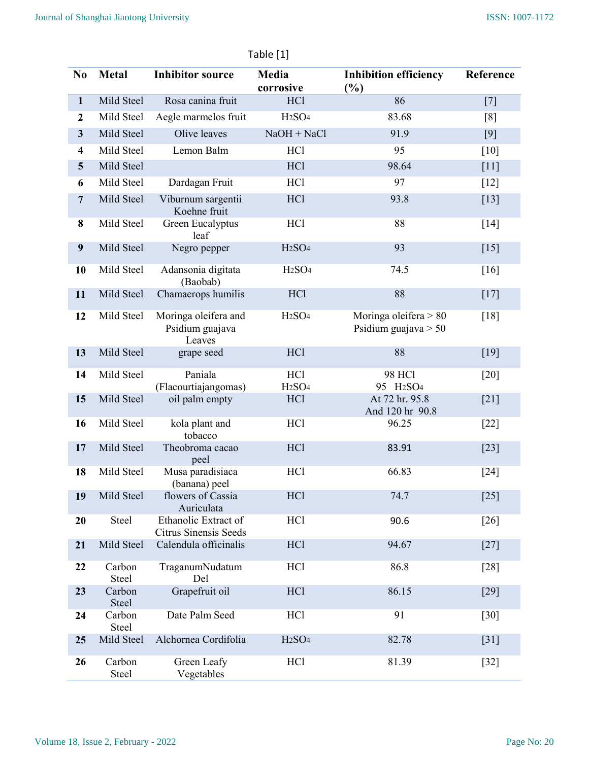Table [1]

| No | Metal | Inhibitor source | Media corrosive | Inhibition efficiency (%) | Reference |
|---|---|---|---|---|---|
| 1 | Mild Steel | Rosa canina fruit | HCl | 86 | [7] |
| 2 | Mild Steel | Aegle marmelos fruit | $H_2SO_4$ | 83.68 | [8] |
| 3 | Mild Steel | Olive leaves | NaOH + NaCl | 91.9 | [9] |
| 4 | Mild Steel | Lemon Balm | HCl | 95 | [10] |
| 5 | Mild Steel | | HCl | 98.64 | [11] |
| 6 | Mild Steel | Dardagan Fruit | HCl | 97 | [12] |
| 7 | Mild Steel | Viburnum sargentii Koehne fruit | HCl | 93.8 | [13] |
| 8 | Mild Steel | Green Eucalyptus leaf | HCl | 88 | [14] |
| 9 | Mild Steel | Negro pepper | $H_2SO_4$ | 93 | [15] |
| 10 | Mild Steel | Adansonia digitata (Baobab) | $H_2SO_4$ | 74.5 | [16] |
| 11 | Mild Steel | Chamaerops humilis | HCl | 88 | [17] |
| 12 | Mild Steel | Moringa oleifera and Psidium guajava Leaves | $H_2SO_4$ | Moringa oleifera > 80<br>Psidium guajava > 50 | [18] |
| 13 | Mild Steel | grape seed | HCl | 88 | [19] |
| 14 | Mild Steel | Paniala (Flacourtiajangomas) | HCl<br>$H_2SO_4$ | 98 HCl<br>95 $H_2SO_4$ | [20] |
| 15 | Mild Steel | oil palm empty | HCl | At 72 hr. 95.8<br>And 120 hr 90.8 | [21] |
| 16 | Mild Steel | kola plant and tobacco | HCl | 96.25 | [22] |
| 17 | Mild Steel | Theobroma cacao peel | HCl | 83.91 | [23] |
| 18 | Mild Steel | Musa paradisiaca (banana) peel | HCl | 66.83 | [24] |
| 19 | Mild Steel | flowers of Cassia Auriculata | HCl | 74.7 | [25] |
| 20 | Steel | Ethanolic Extract of Citrus Sinensis Seeds | HCl | 90.6 | [26] |
| 21 | Mild Steel | Calendula officinalis | HCl | 94.67 | [27] |
| 22 | Carbon Steel | TraganumNudatum Del | HCl | 86.8 | [28] |
| 23 | Carbon Steel | Grapefruit oil | HCl | 86.15 | [29] |
| 24 | Carbon Steel | Date Palm Seed | HCl | 91 | [30] |
| 25 | Mild Steel | Alchornea Cordifolia | $H_2SO_4$ | 82.78 | [31] |
| 26 | Carbon Steel | Green Leafy Vegetables | HCl | 81.39 | [32] |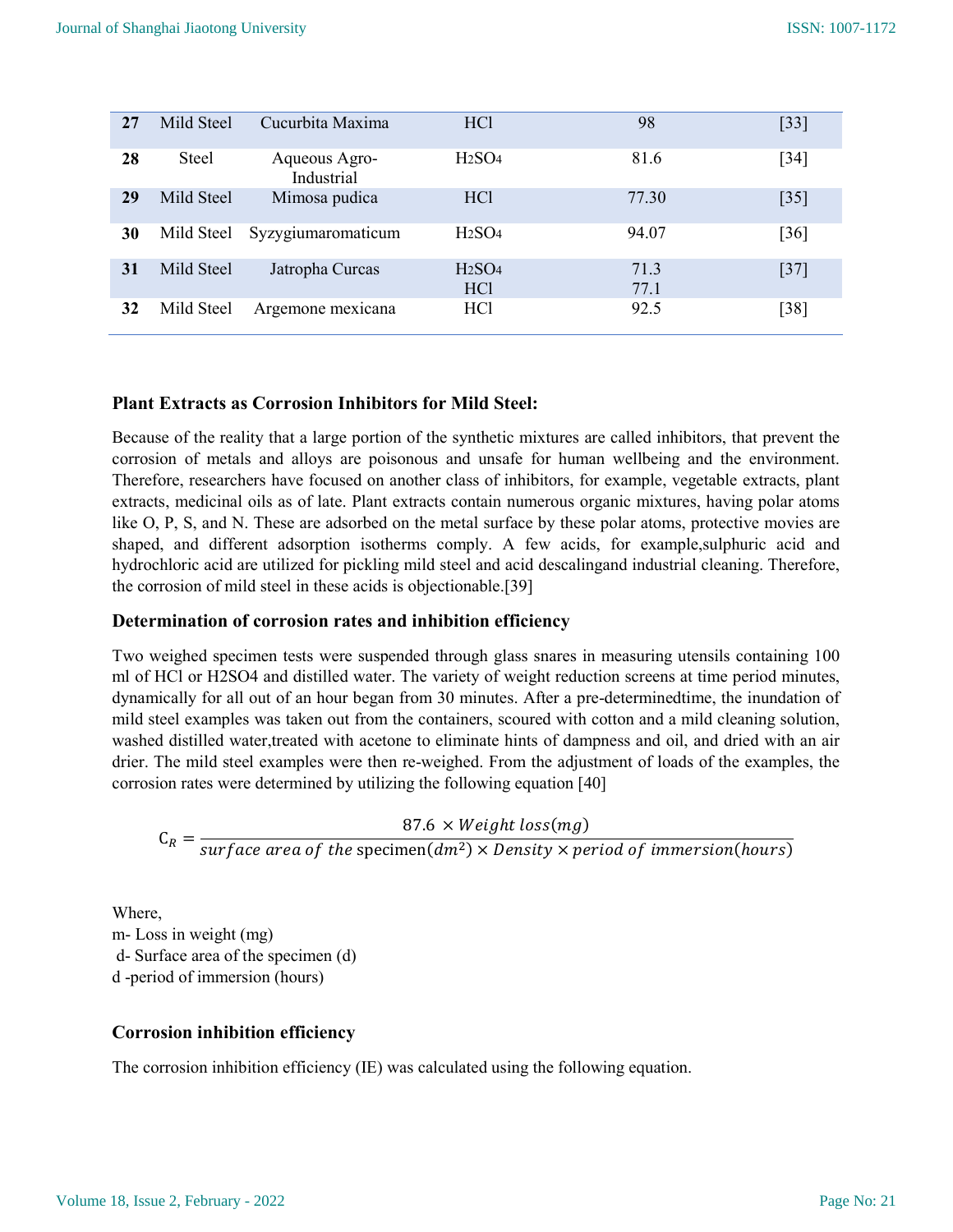| 27 | Mild Steel | Cucurbita Maxima | HCl | 98 | [33] |
|---|---|---|---|---|---|
| 28 | Steel | Aqueous Agro-Industrial | $H_2SO_4$ | 81.6 | [34] |
| 29 | Mild Steel | Mimosa pudica | HCl | 77.30 | [35] |
| 30 | Mild Steel | Syzygiumaromaticum | $H_2SO_4$ | 94.07 | [36] |
| 31 | Mild Steel | Jatropha Curcas | $H_2SO_4$<br>HCl | 71.3<br>77.1 | [37] |
| 32 | Mild Steel | Argemone mexicana | HCl | 92.5 | [38] |

### Plant Extracts as Corrosion Inhibitors for Mild Steel:

Because of the reality that a large portion of the synthetic mixtures are called inhibitors, that prevent the corrosion of metals and alloys are poisonous and unsafe for human wellbeing and the environment. Therefore, researchers have focused on another class of inhibitors, for example, vegetable extracts, plant extracts, medicinal oils as of late. Plant extracts contain numerous organic mixtures, having polar atoms like O, P, S, and N. These are adsorbed on the metal surface by these polar atoms, protective movies are shaped, and different adsorption isotherms comply. A few acids, for example,sulphuric acid and hydrochloric acid are utilized for pickling mild steel and acid descalingand industrial cleaning. Therefore, the corrosion of mild steel in these acids is objectionable.[39]

### Determination of corrosion rates and inhibition efficiency

Two weighed specimen tests were suspended through glass snares in measuring utensils containing 100 ml of HCl or H2SO4 and distilled water. The variety of weight reduction screens at time period minutes, dynamically for all out of an hour began from 30 minutes. After a pre-determinedtime, the inundation of mild steel examples was taken out from the containers, scoured with cotton and a mild cleaning solution, washed distilled water,treated with acetone to eliminate hints of dampness and oil, and dried with an air drier. The mild steel examples were then re-weighed. From the adjustment of loads of the examples, the corrosion rates were determined by utilizing the following equation [40]

$$C_R = \frac{87.6 \times Weight\ loss(mg)}{surface\ area\ of\ the\ \text{specimen}(dm^2) \times Density \times period\ of\ immersion(hours)}$$

Where,

m- Loss in weight (mg)

d- Surface area of the specimen (d)

d -period of immersion (hours)

### Corrosion inhibition efficiency

The corrosion inhibition efficiency (IE) was calculated using the following equation.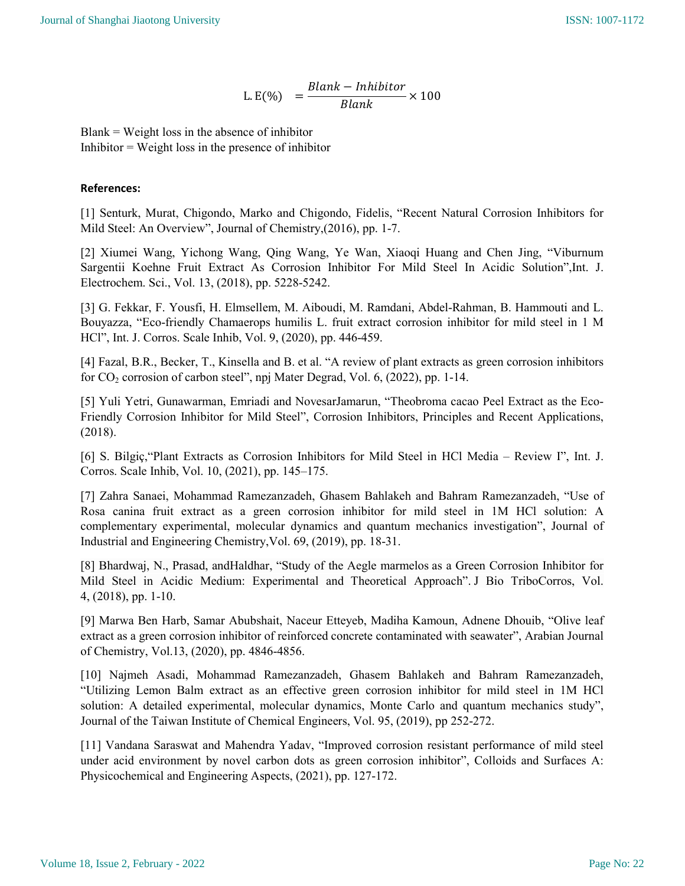$$\text{L.E}(\%) \quad = \frac{Blank - Inhibitor}{Blank} \times 100$$

Blank = Weight loss in the absence of inhibitor
Inhibitor = Weight loss in the presence of inhibitor

**References:**

[1] Senturk, Murat, Chigondo, Marko and Chigondo, Fidelis, "Recent Natural Corrosion Inhibitors for Mild Steel: An Overview", Journal of Chemistry,(2016), pp. 1-7.

[2] Xiumei Wang, Yichong Wang, Qing Wang, Ye Wan, Xiaoqi Huang and Chen Jing, "Viburnum Sargentii Koehne Fruit Extract As Corrosion Inhibitor For Mild Steel In Acidic Solution",Int. J. Electrochem. Sci., Vol. 13, (2018), pp. 5228-5242.

[3] G. Fekkar, F. Yousfi, H. Elmsellem, M. Aiboudi, M. Ramdani, Abdel-Rahman, B. Hammouti and L. Bouyazza, "Eco-friendly Chamaerops humilis L. fruit extract corrosion inhibitor for mild steel in 1 M HCl", Int. J. Corros. Scale Inhib, Vol. 9, (2020), pp. 446-459.

[4] Fazal, B.R., Becker, T., Kinsella and B. et al. "A review of plant extracts as green corrosion inhibitors for $CO_2$ corrosion of carbon steel", npj Mater Degrad, Vol. 6, (2022), pp. 1-14.

[5] Yuli Yetri, Gunawarman, Emriadi and NovesarJamarun, "Theobroma cacao Peel Extract as the Eco-Friendly Corrosion Inhibitor for Mild Steel", Corrosion Inhibitors, Principles and Recent Applications, (2018).

[6] S. Bilgiç,"Plant Extracts as Corrosion Inhibitors for Mild Steel in HCl Media – Review I", Int. J. Corros. Scale Inhib, Vol. 10, (2021), pp. 145–175.

[7] Zahra Sanaei, Mohammad Ramezanzadeh, Ghasem Bahlakeh and Bahram Ramezanzadeh, "Use of Rosa canina fruit extract as a green corrosion inhibitor for mild steel in 1M HCl solution: A complementary experimental, molecular dynamics and quantum mechanics investigation", Journal of Industrial and Engineering Chemistry,Vol. 69, (2019), pp. 18-31.

[8] Bhardwaj, N., Prasad, andHaldhar, "Study of the Aegle marmelos as a Green Corrosion Inhibitor for Mild Steel in Acidic Medium: Experimental and Theoretical Approach". J Bio TriboCorros, Vol. 4, (2018), pp. 1-10.

[9] Marwa Ben Harb, Samar Abubshait, Naceur Etteyeb, Madiha Kamoun, Adnene Dhouib, "Olive leaf extract as a green corrosion inhibitor of reinforced concrete contaminated with seawater", Arabian Journal of Chemistry, Vol.13, (2020), pp. 4846-4856.

[10] Najmeh Asadi, Mohammad Ramezanzadeh, Ghasem Bahlakeh and Bahram Ramezanzadeh, "Utilizing Lemon Balm extract as an effective green corrosion inhibitor for mild steel in 1M HCl solution: A detailed experimental, molecular dynamics, Monte Carlo and quantum mechanics study", Journal of the Taiwan Institute of Chemical Engineers, Vol. 95, (2019), pp 252-272.

[11] Vandana Saraswat and Mahendra Yadav, "Improved corrosion resistant performance of mild steel under acid environment by novel carbon dots as green corrosion inhibitor", Colloids and Surfaces A: Physicochemical and Engineering Aspects, (2021), pp. 127-172.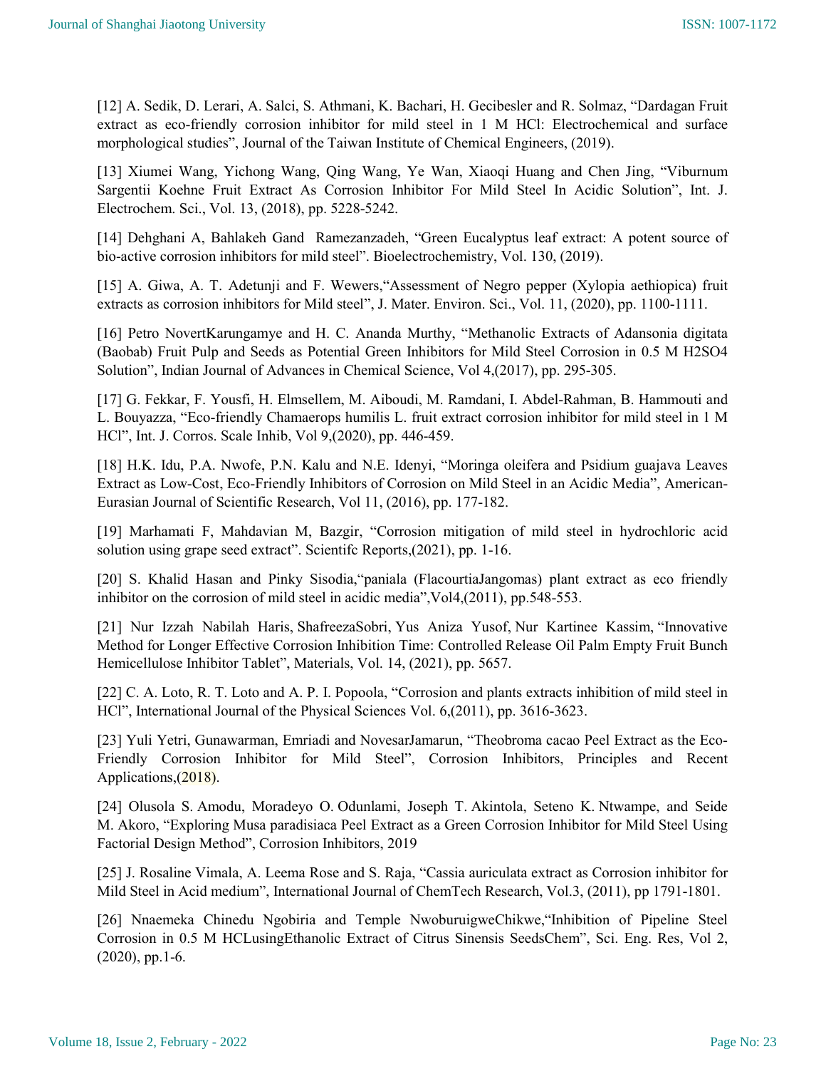[12] A. Sedik, D. Lerari, A. Salci, S. Athmani, K. Bachari, H. Gecibesler and R. Solmaz, "Dardagan Fruit extract as eco-friendly corrosion inhibitor for mild steel in 1 M HCl: Electrochemical and surface morphological studies", Journal of the Taiwan Institute of Chemical Engineers, (2019).

[13] Xiumei Wang, Yichong Wang, Qing Wang, Ye Wan, Xiaoqi Huang and Chen Jing, "Viburnum Sargentii Koehne Fruit Extract As Corrosion Inhibitor For Mild Steel In Acidic Solution", Int. J. Electrochem. Sci., Vol. 13, (2018), pp. 5228-5242.

[14] Dehghani A, Bahlakeh Gand Ramezanzadeh, "Green Eucalyptus leaf extract: A potent source of bio-active corrosion inhibitors for mild steel". Bioelectrochemistry, Vol. 130, (2019).

[15] A. Giwa, A. T. Adetunji and F. Wewers,"Assessment of Negro pepper (Xylopia aethiopica) fruit extracts as corrosion inhibitors for Mild steel", J. Mater. Environ. Sci., Vol. 11, (2020), pp. 1100-1111.

[16] Petro NovertKarungamye and H. C. Ananda Murthy, "Methanolic Extracts of Adansonia digitata (Baobab) Fruit Pulp and Seeds as Potential Green Inhibitors for Mild Steel Corrosion in 0.5 M H2SO4 Solution", Indian Journal of Advances in Chemical Science, Vol 4,(2017), pp. 295-305.

[17] G. Fekkar, F. Yousfi, H. Elmsellem, M. Aiboudi, M. Ramdani, I. Abdel-Rahman, B. Hammouti and L. Bouyazza, "Eco-friendly Chamaerops humilis L. fruit extract corrosion inhibitor for mild steel in 1 M HCl", Int. J. Corros. Scale Inhib, Vol 9,(2020), pp. 446-459.

[18] H.K. Idu, P.A. Nwofe, P.N. Kalu and N.E. Idenyi, "Moringa oleifera and Psidium guajava Leaves Extract as Low-Cost, Eco-Friendly Inhibitors of Corrosion on Mild Steel in an Acidic Media", American-Eurasian Journal of Scientific Research, Vol 11, (2016), pp. 177-182.

[19] Marhamati F, Mahdavian M, Bazgir, "Corrosion mitigation of mild steel in hydrochloric acid solution using grape seed extract". Scientifc Reports,(2021), pp. 1-16.

[20] S. Khalid Hasan and Pinky Sisodia,"paniala (FlacourtiaJangomas) plant extract as eco friendly inhibitor on the corrosion of mild steel in acidic media",Vol4,(2011), pp.548-553.

[21] Nur Izzah Nabilah Haris, ShafreezaSobri, Yus Aniza Yusof, Nur Kartinee Kassim, "Innovative Method for Longer Effective Corrosion Inhibition Time: Controlled Release Oil Palm Empty Fruit Bunch Hemicellulose Inhibitor Tablet", Materials, Vol. 14, (2021), pp. 5657.

[22] C. A. Loto, R. T. Loto and A. P. I. Popoola, "Corrosion and plants extracts inhibition of mild steel in HCl", International Journal of the Physical Sciences Vol. 6,(2011), pp. 3616-3623.

[23] Yuli Yetri, Gunawarman, Emriadi and NovesarJamarun, "Theobroma cacao Peel Extract as the Eco-Friendly Corrosion Inhibitor for Mild Steel", Corrosion Inhibitors, Principles and Recent Applications,(2018).

[24] Olusola S. Amodu, Moradeyo O. Odunlami, Joseph T. Akintola, Seteno K. Ntwampe, and Seide M. Akoro, "Exploring Musa paradisiaca Peel Extract as a Green Corrosion Inhibitor for Mild Steel Using Factorial Design Method", Corrosion Inhibitors, 2019

[25] J. Rosaline Vimala, A. Leema Rose and S. Raja, "Cassia auriculata extract as Corrosion inhibitor for Mild Steel in Acid medium", International Journal of ChemTech Research, Vol.3, (2011), pp 1791-1801.

[26] Nnaemeka Chinedu Ngobiria and Temple NwoburuigweChikwe,"Inhibition of Pipeline Steel Corrosion in 0.5 M HCLusingEthanolic Extract of Citrus Sinensis SeedsChem", Sci. Eng. Res, Vol 2, (2020), pp.1-6.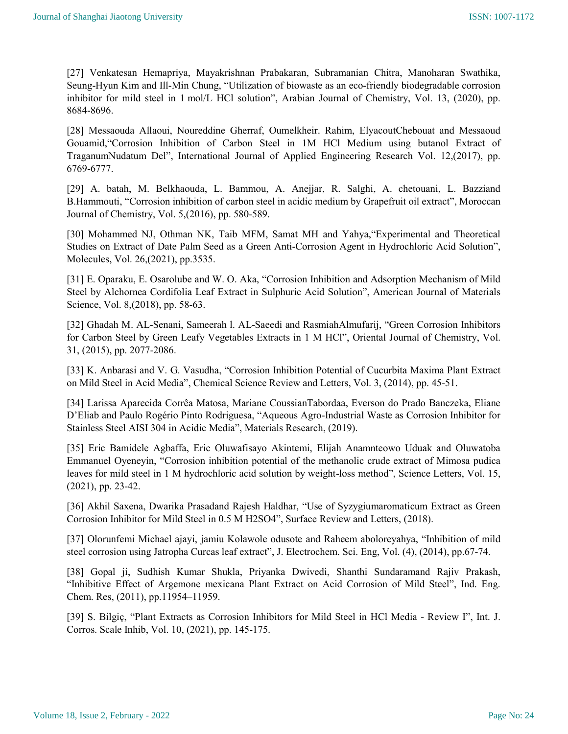[27] Venkatesan Hemapriya, Mayakrishnan Prabakaran, Subramanian Chitra, Manoharan Swathika, Seung-Hyun Kim and Ill-Min Chung, "Utilization of biowaste as an eco-friendly biodegradable corrosion inhibitor for mild steel in 1 mol/L HCl solution", Arabian Journal of Chemistry, Vol. 13, (2020), pp. 8684-8696.

[28] Messaouda Allaoui, Noureddine Gherraf, Oumelkheir. Rahim, ElyacoutChebouat and Messaoud Gouamid,"Corrosion Inhibition of Carbon Steel in 1M HCl Medium using butanol Extract of TraganumNudatum Del", International Journal of Applied Engineering Research Vol. 12,(2017), pp. 6769-6777.

[29] A. batah, M. Belkhaouda, L. Bammou, A. Anejjar, R. Salghi, A. chetouani, L. Bazziand B.Hammouti, "Corrosion inhibition of carbon steel in acidic medium by Grapefruit oil extract", Moroccan Journal of Chemistry, Vol. 5,(2016), pp. 580-589.

[30] Mohammed NJ, Othman NK, Taib MFM, Samat MH and Yahya,"Experimental and Theoretical Studies on Extract of Date Palm Seed as a Green Anti-Corrosion Agent in Hydrochloric Acid Solution", Molecules, Vol. 26,(2021), pp.3535.

[31] E. Oparaku, E. Osarolube and W. O. Aka, "Corrosion Inhibition and Adsorption Mechanism of Mild Steel by Alchornea Cordifolia Leaf Extract in Sulphuric Acid Solution", American Journal of Materials Science, Vol. 8,(2018), pp. 58-63.

[32] Ghadah M. AL-Senani, Sameerah l. AL-Saeedi and RasmiahAlmufarij, "Green Corrosion Inhibitors for Carbon Steel by Green Leafy Vegetables Extracts in 1 M HCl", Oriental Journal of Chemistry, Vol. 31, (2015), pp. 2077-2086.

[33] K. Anbarasi and V. G. Vasudha, "Corrosion Inhibition Potential of Cucurbita Maxima Plant Extract on Mild Steel in Acid Media", Chemical Science Review and Letters, Vol. 3, (2014), pp. 45-51.

[34] Larissa Aparecida Corrêa Matosa, Mariane CoussianTabordaa, Everson do Prado Banczeka, Eliane D'Eliab and Paulo Rogério Pinto Rodriguesa, "Aqueous Agro-Industrial Waste as Corrosion Inhibitor for Stainless Steel AISI 304 in Acidic Media", Materials Research, (2019).

[35] Eric Bamidele Agbaffa, Eric Oluwafisayo Akintemi, Elijah Anamnteowo Uduak and Oluwatoba Emmanuel Oyeneyin, "Corrosion inhibition potential of the methanolic crude extract of Mimosa pudica leaves for mild steel in 1 M hydrochloric acid solution by weight-loss method", Science Letters, Vol. 15, (2021), pp. 23-42.

[36] Akhil Saxena, Dwarika Prasadand Rajesh Haldhar, "Use of Syzygiumaromaticum Extract as Green Corrosion Inhibitor for Mild Steel in 0.5 M H2SO4", Surface Review and Letters, (2018).

[37] Olorunfemi Michael ajayi, jamiu Kolawole odusote and Raheem aboloreyahya, "Inhibition of mild steel corrosion using Jatropha Curcas leaf extract", J. Electrochem. Sci. Eng, Vol. (4), (2014), pp.67-74.

[38] Gopal ji, Sudhish Kumar Shukla, Priyanka Dwivedi, Shanthi Sundaramand Rajiv Prakash, "Inhibitive Effect of Argemone mexicana Plant Extract on Acid Corrosion of Mild Steel", Ind. Eng. Chem. Res, (2011), pp.11954–11959.

[39] S. Bilgiç, "Plant Extracts as Corrosion Inhibitors for Mild Steel in HCl Media - Review I", Int. J. Corros. Scale Inhib, Vol. 10, (2021), pp. 145-175.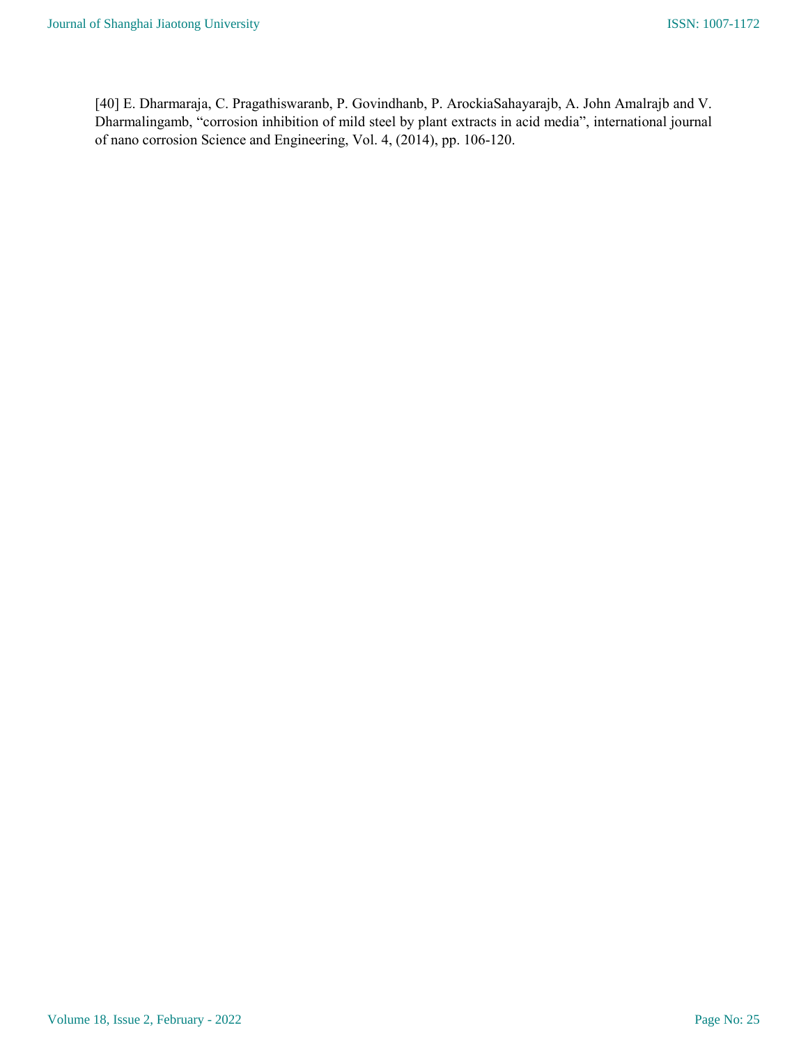[40] E. Dharmaraja, C. Pragathiswaranb, P. Govindhanb, P. ArockiaSahayarajb, A. John Amalrajb and V. Dharmalingamb, “corrosion inhibition of mild steel by plant extracts in acid media”, international journal of nano corrosion Science and Engineering, Vol. 4, (2014), pp. 106-120.